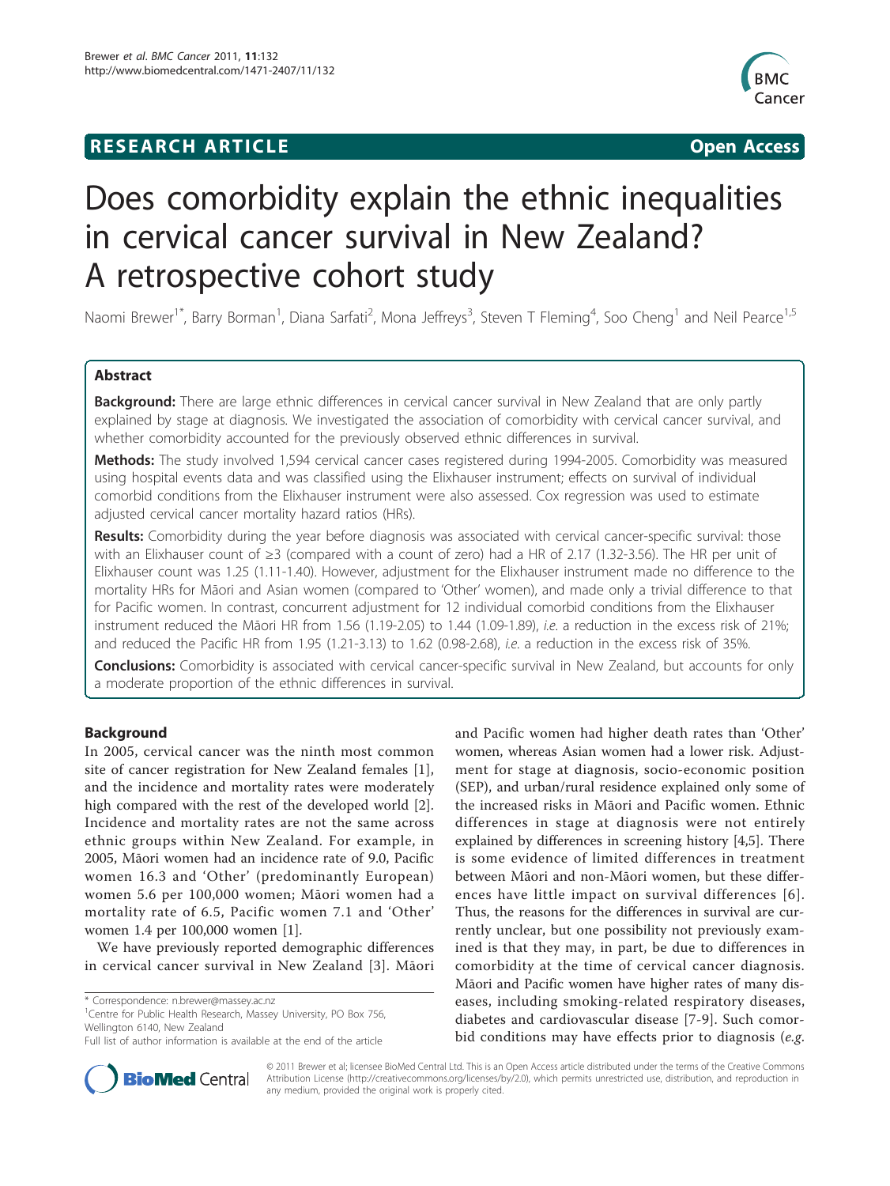**RESEARCH ARTICLE** **Open Access**

# Does comorbidity explain the ethnic inequalities in cervical cancer survival in New Zealand? A retrospective cohort study

Naomi Brewer[1*], Barry Borman[1], Diana Sarfati[2], Mona Jeffreys[3], Steven T Fleming[4], Soo Cheng[1] and Neil Pearce[1,5]

## Abstract

**Background:** There are large ethnic differences in cervical cancer survival in New Zealand that are only partly explained by stage at diagnosis. We investigated the association of comorbidity with cervical cancer survival, and whether comorbidity accounted for the previously observed ethnic differences in survival.

**Methods:** The study involved 1,594 cervical cancer cases registered during 1994-2005. Comorbidity was measured using hospital events data and was classified using the Elixhauser instrument; effects on survival of individual comorbid conditions from the Elixhauser instrument were also assessed. Cox regression was used to estimate adjusted cervical cancer mortality hazard ratios (HRs).

**Results:** Comorbidity during the year before diagnosis was associated with cervical cancer-specific survival: those with an Elixhauser count of ≥3 (compared with a count of zero) had a HR of 2.17 (1.32-3.56). The HR per unit of Elixhauser count was 1.25 (1.11-1.40). However, adjustment for the Elixhauser instrument made no difference to the mortality HRs for Māori and Asian women (compared to 'Other' women), and made only a trivial difference to that for Pacific women. In contrast, concurrent adjustment for 12 individual comorbid conditions from the Elixhauser instrument reduced the Māori HR from 1.56 (1.19-2.05) to 1.44 (1.09-1.89), *i.e.* a reduction in the excess risk of 21%; and reduced the Pacific HR from 1.95 (1.21-3.13) to 1.62 (0.98-2.68), *i.e.* a reduction in the excess risk of 35%.

**Conclusions:** Comorbidity is associated with cervical cancer-specific survival in New Zealand, but accounts for only a moderate proportion of the ethnic differences in survival.

## Background

In 2005, cervical cancer was the ninth most common site of cancer registration for New Zealand females [1], and the incidence and mortality rates were moderately high compared with the rest of the developed world [2]. Incidence and mortality rates are not the same across ethnic groups within New Zealand. For example, in 2005, Māori women had an incidence rate of 9.0, Pacific women 16.3 and 'Other' (predominantly European) women 5.6 per 100,000 women; Māori women had a mortality rate of 6.5, Pacific women 7.1 and 'Other' women 1.4 per 100,000 women [1].

We have previously reported demographic differences in cervical cancer survival in New Zealand [3]. Māori and Pacific women had higher death rates than 'Other' women, whereas Asian women had a lower risk. Adjustment for stage at diagnosis, socio-economic position (SEP), and urban/rural residence explained only some of the increased risks in Māori and Pacific women. Ethnic differences in stage at diagnosis were not entirely explained by differences in screening history [4,5]. There is some evidence of limited differences in treatment between Māori and non-Māori women, but these differences have little impact on survival differences [6]. Thus, the reasons for the differences in survival are currently unclear, but one possibility not previously examined is that they may, in part, be due to differences in comorbidity at the time of cervical cancer diagnosis. Māori and Pacific women have higher rates of many diseases, including smoking-related respiratory diseases, diabetes and cardiovascular disease [7-9]. Such comorbid conditions may have effects prior to diagnosis (*e.g.*

\* Correspondence: n.brewer@massey.ac.nz
[1]Centre for Public Health Research, Massey University, PO Box 756, Wellington 6140, New Zealand
Full list of author information is available at the end of the article

© 2011 Brewer et al; licensee BioMed Central Ltd. This is an Open Access article distributed under the terms of the Creative Commons Attribution License (http://creativecommons.org/licenses/by/2.0), which permits unrestricted use, distribution, and reproduction in any medium, provided the original work is properly cited.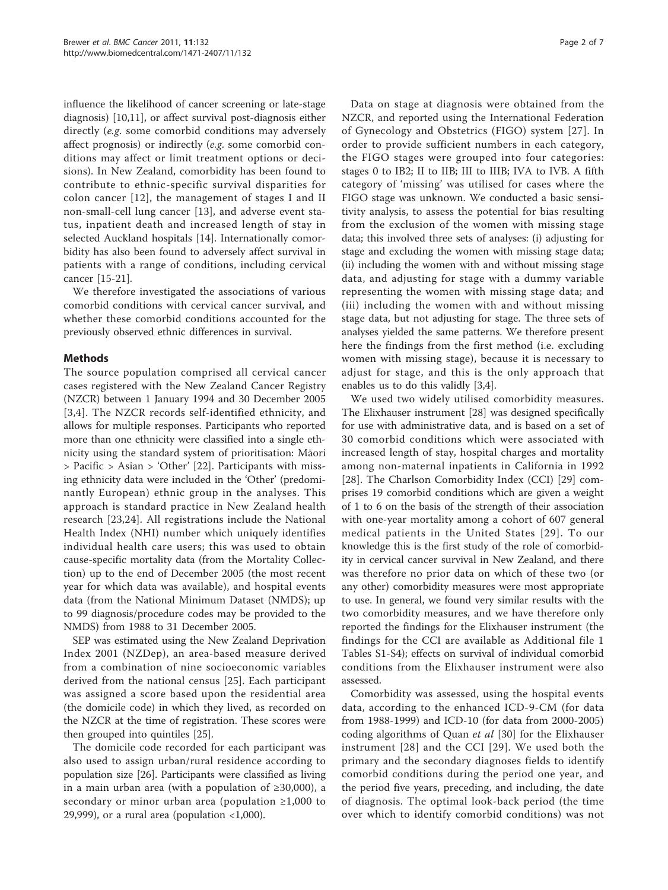influence the likelihood of cancer screening or late-stage diagnosis) [10,11], or affect survival post-diagnosis either directly (*e.g.* some comorbid conditions may adversely affect prognosis) or indirectly (*e.g.* some comorbid conditions may affect or limit treatment options or decisions). In New Zealand, comorbidity has been found to contribute to ethnic-specific survival disparities for colon cancer [12], the management of stages I and II non-small-cell lung cancer [13], and adverse event status, inpatient death and increased length of stay in selected Auckland hospitals [14]. Internationally comorbidity has also been found to adversely affect survival in patients with a range of conditions, including cervical cancer [15-21].

We therefore investigated the associations of various comorbid conditions with cervical cancer survival, and whether these comorbid conditions accounted for the previously observed ethnic differences in survival.

## Methods

The source population comprised all cervical cancer cases registered with the New Zealand Cancer Registry (NZCR) between 1 January 1994 and 30 December 2005 [3,4]. The NZCR records self-identified ethnicity, and allows for multiple responses. Participants who reported more than one ethnicity were classified into a single ethnicity using the standard system of prioritisation: Māori > Pacific > Asian > 'Other' [22]. Participants with missing ethnicity data were included in the 'Other' (predominantly European) ethnic group in the analyses. This approach is standard practice in New Zealand health research [23,24]. All registrations include the National Health Index (NHI) number which uniquely identifies individual health care users; this was used to obtain cause-specific mortality data (from the Mortality Collection) up to the end of December 2005 (the most recent year for which data was available), and hospital events data (from the National Minimum Dataset (NMDS); up to 99 diagnosis/procedure codes may be provided to the NMDS) from 1988 to 31 December 2005.

SEP was estimated using the New Zealand Deprivation Index 2001 (NZDep), an area-based measure derived from a combination of nine socioeconomic variables derived from the national census [25]. Each participant was assigned a score based upon the residential area (the domicile code) in which they lived, as recorded on the NZCR at the time of registration. These scores were then grouped into quintiles [25].

The domicile code recorded for each participant was also used to assign urban/rural residence according to population size [26]. Participants were classified as living in a main urban area (with a population of ≥30,000), a secondary or minor urban area (population ≥1,000 to 29,999), or a rural area (population <1,000).

Data on stage at diagnosis were obtained from the NZCR, and reported using the International Federation of Gynecology and Obstetrics (FIGO) system [27]. In order to provide sufficient numbers in each category, the FIGO stages were grouped into four categories: stages 0 to IB2; II to IIB; III to IIIB; IVA to IVB. A fifth category of 'missing' was utilised for cases where the FIGO stage was unknown. We conducted a basic sensitivity analysis, to assess the potential for bias resulting from the exclusion of the women with missing stage data; this involved three sets of analyses: (i) adjusting for stage and excluding the women with missing stage data; (ii) including the women with and without missing stage data, and adjusting for stage with a dummy variable representing the women with missing stage data; and (iii) including the women with and without missing stage data, but not adjusting for stage. The three sets of analyses yielded the same patterns. We therefore present here the findings from the first method (i.e. excluding women with missing stage), because it is necessary to adjust for stage, and this is the only approach that enables us to do this validly [3,4].

We used two widely utilised comorbidity measures. The Elixhauser instrument [28] was designed specifically for use with administrative data, and is based on a set of 30 comorbid conditions which were associated with increased length of stay, hospital charges and mortality among non-maternal inpatients in California in 1992 [28]. The Charlson Comorbidity Index (CCI) [29] comprises 19 comorbid conditions which are given a weight of 1 to 6 on the basis of the strength of their association with one-year mortality among a cohort of 607 general medical patients in the United States [29]. To our knowledge this is the first study of the role of comorbidity in cervical cancer survival in New Zealand, and there was therefore no prior data on which of these two (or any other) comorbidity measures were most appropriate to use. In general, we found very similar results with the two comorbidity measures, and we have therefore only reported the findings for the Elixhauser instrument (the findings for the CCI are available as Additional file 1 Tables S1-S4); effects on survival of individual comorbid conditions from the Elixhauser instrument were also assessed.

Comorbidity was assessed, using the hospital events data, according to the enhanced ICD-9-CM (for data from 1988-1999) and ICD-10 (for data from 2000-2005) coding algorithms of Quan *et al* [30] for the Elixhauser instrument [28] and the CCI [29]. We used both the primary and the secondary diagnoses fields to identify comorbid conditions during the period one year, and the period five years, preceding, and including, the date of diagnosis. The optimal look-back period (the time over which to identify comorbid conditions) was not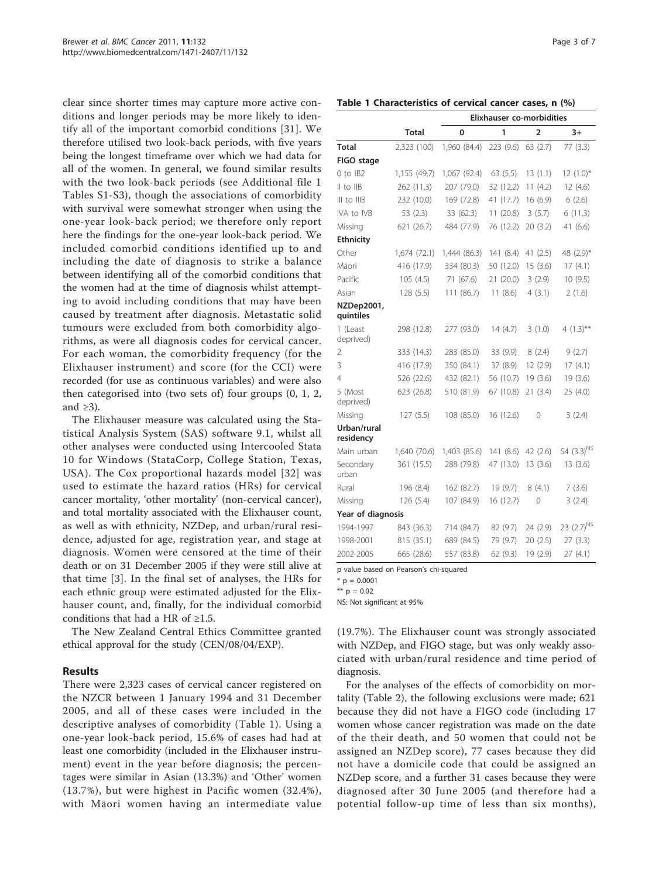clear since shorter times may capture more active conditions and longer periods may be more likely to identify all of the important comorbid conditions [31]. We therefore utilised two look-back periods, with five years being the longest timeframe over which we had data for all of the women. In general, we found similar results with the two look-back periods (see Additional file 1 Tables S1-S3), though the associations of comorbidity with survival were somewhat stronger when using the one-year look-back period; we therefore only report here the findings for the one-year look-back period. We included comorbid conditions identified up to and including the date of diagnosis to strike a balance between identifying all of the comorbid conditions that the women had at the time of diagnosis whilst attempting to avoid including conditions that may have been caused by treatment after diagnosis. Metastatic solid tumours were excluded from both comorbidity algorithms, as were all diagnosis codes for cervical cancer. For each woman, the comorbidity frequency (for the Elixhauser instrument) and score (for the CCI) were recorded (for use as continuous variables) and were also then categorised into (two sets of) four groups (0, 1, 2, and ≥3).

The Elixhauser measure was calculated using the Statistical Analysis System (SAS) software 9.1, whilst all other analyses were conducted using Intercooled Stata 10 for Windows (StataCorp, College Station, Texas, USA). The Cox proportional hazards model [32] was used to estimate the hazard ratios (HRs) for cervical cancer mortality, 'other mortality' (non-cervical cancer), and total mortality associated with the Elixhauser count, as well as with ethnicity, NZDep, and urban/rural residence, adjusted for age, registration year, and stage at diagnosis. Women were censored at the time of their death or on 31 December 2005 if they were still alive at that time [3]. In the final set of analyses, the HRs for each ethnic group were estimated adjusted for the Elixhauser count, and, finally, for the individual comorbid conditions that had a HR of ≥1.5.

The New Zealand Central Ethics Committee granted ethical approval for the study (CEN/08/04/EXP).

## Results

There were 2,323 cases of cervical cancer registered on the NZCR between 1 January 1994 and 31 December 2005, and all of these cases were included in the descriptive analyses of comorbidity (Table 1). Using a one-year look-back period, 15.6% of cases had had at least one comorbidity (included in the Elixhauser instrument) event in the year before diagnosis; the percentages were similar in Asian (13.3%) and 'Other' women (13.7%), but were highest in Pacific women (32.4%), with Māori women having an intermediate value (19.7%). The Elixhauser count was strongly associated with NZDep, and FIGO stage, but was only weakly associated with urban/rural residence and time period of diagnosis.

For the analyses of the effects of comorbidity on mortality (Table 2), the following exclusions were made; 621 because they did not have a FIGO code (including 17 women whose cancer registration was made on the date of the their death, and 50 women that could not be assigned an NZDep score), 77 cases because they did not have a domicile code that could be assigned an NZDep score, and a further 31 cases because they were diagnosed after 30 June 2005 (and therefore had a potential follow-up time of less than six months),

**Table 1 Characteristics of cervical cancer cases, n (%)**

| | | Elixhauser co-morbidities | | | |
|---|---|---|---|---|---|
| | Total | 0 | 1 | 2 | 3+ |
| **Total** | 2,323 (100) | 1,960 (84.4) | 223 (9.6) | 63 (2.7) | 77 (3.3) |
| **FIGO stage** | | | | | |
| 0 to IB2 | 1,155 (49.7) | 1,067 (92.4) | 63 (5.5) | 13 (1.1) | 12 (1.0)* |
| II to IIB | 262 (11.3) | 207 (79.0) | 32 (12.2) | 11 (4.2) | 12 (4.6) |
| III to IIIB | 232 (10.0) | 169 (72.8) | 41 (17.7) | 16 (6.9) | 6 (2.6) |
| IVA to IVB | 53 (2.3) | 33 (62.3) | 11 (20.8) | 3 (5.7) | 6 (11.3) |
| Missing | 621 (26.7) | 484 (77.9) | 76 (12.2) | 20 (3.2) | 41 (6.6) |
| **Ethnicity** | | | | | |
| Other | 1,674 (72.1) | 1,444 (86.3) | 141 (8.4) | 41 (2.5) | 48 (2.9)* |
| Māori | 416 (17.9) | 334 (80.3) | 50 (12.0) | 15 (3.6) | 17 (4.1) |
| Pacific | 105 (4.5) | 71 (67.6) | 21 (20.0) | 3 (2.9) | 10 (9.5) |
| Asian | 128 (5.5) | 111 (86.7) | 11 (8.6) | 4 (3.1) | 2 (1.6) |
| **NZDep2001, quintiles** | | | | | |
| 1 (Least deprived) | 298 (12.8) | 277 (93.0) | 14 (4.7) | 3 (1.0) | 4 (1.3)** |
| 2 | 333 (14.3) | 283 (85.0) | 33 (9.9) | 8 (2.4) | 9 (2.7) |
| 3 | 416 (17.9) | 350 (84.1) | 37 (8.9) | 12 (2.9) | 17 (4.1) |
| 4 | 526 (22.6) | 432 (82.1) | 56 (10.7) | 19 (3.6) | 19 (3.6) |
| 5 (Most deprived) | 623 (26.8) | 510 (81.9) | 67 (10.8) | 21 (3.4) | 25 (4.0) |
| Missing | 127 (5.5) | 108 (85.0) | 16 (12.6) | 0 | 3 (2.4) |
| **Urban/rural residency** | | | | | |
| Main urban | 1,640 (70.6) | 1,403 (85.6) | 141 (8.6) | 42 (2.6) | 54 (3.3)$^{NS}$ |
| Secondary urban | 361 (15.5) | 288 (79.8) | 47 (13.0) | 13 (3.6) | 13 (3.6) |
| Rural | 196 (8.4) | 162 (82.7) | 19 (9.7) | 8 (4.1) | 7 (3.6) |
| Missing | 126 (5.4) | 107 (84.9) | 16 (12.7) | 0 | 3 (2.4) |
| **Year of diagnosis** | | | | | |
| 1994-1997 | 843 (36.3) | 714 (84.7) | 82 (9.7) | 24 (2.9) | 23 (2.7)$^{NS}$ |
| 1998-2001 | 815 (35.1) | 689 (84.5) | 79 (9.7) | 20 (2.5) | 27 (3.3) |
| 2002-2005 | 665 (28.6) | 557 (83.8) | 62 (9.3) | 19 (2.9) | 27 (4.1) |

p value based on Pearson's chi-squared

* p = 0.0001

** p = 0.02

NS: Not significant at 95%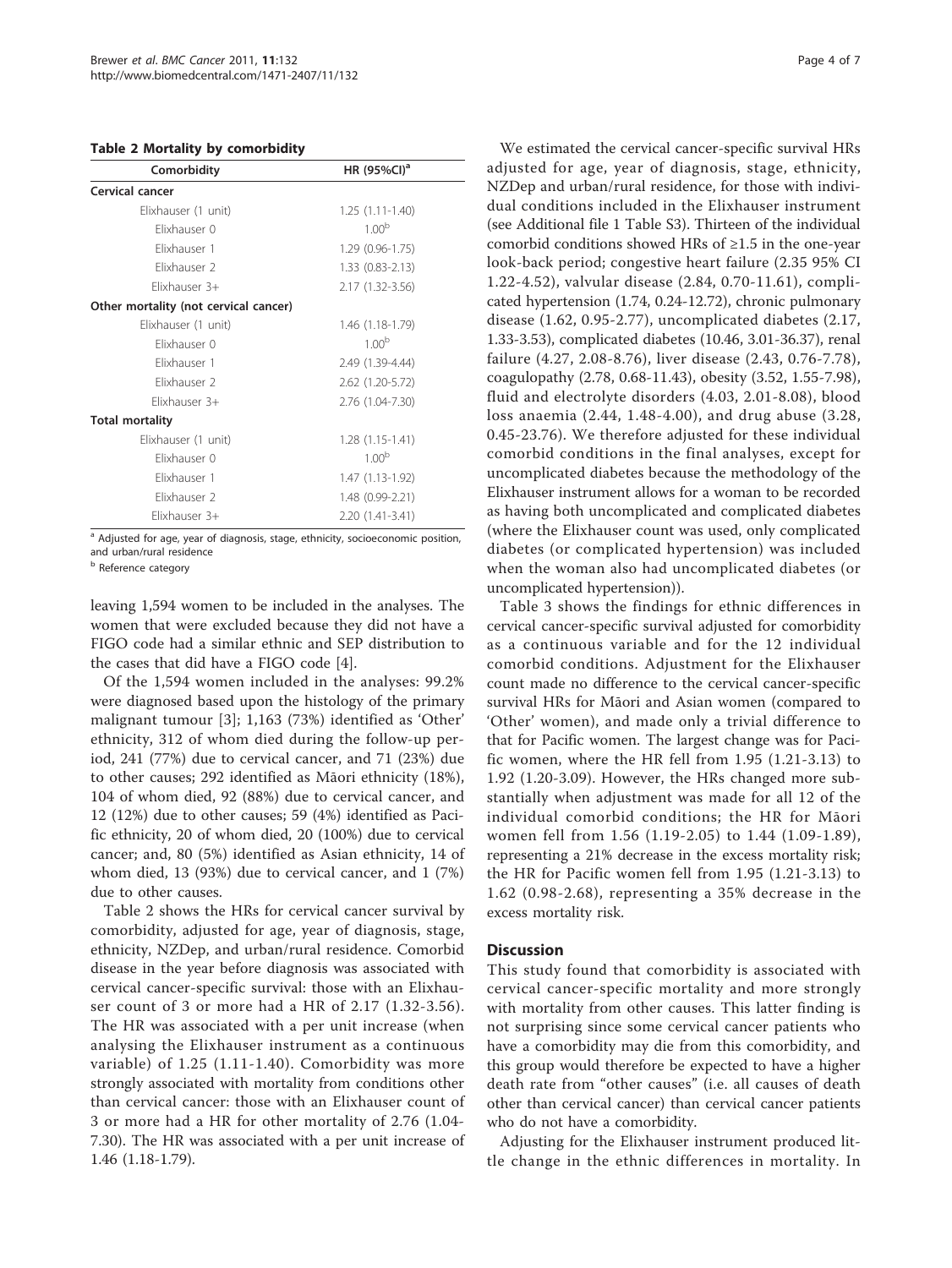**Table 2 Mortality by comorbidity**

| Comorbidity | HR (95%CI)[a] |
|---|---|
| **Cervical cancer** | |
| Elixhauser (1 unit) | 1.25 (1.11-1.40) |
| Elixhauser 0 | 1.00[b] |
| Elixhauser 1 | 1.29 (0.96-1.75) |
| Elixhauser 2 | 1.33 (0.83-2.13) |
| Elixhauser 3+ | 2.17 (1.32-3.56) |
| **Other mortality (not cervical cancer)** | |
| Elixhauser (1 unit) | 1.46 (1.18-1.79) |
| Elixhauser 0 | 1.00[b] |
| Elixhauser 1 | 2.49 (1.39-4.44) |
| Elixhauser 2 | 2.62 (1.20-5.72) |
| Elixhauser 3+ | 2.76 (1.04-7.30) |
| **Total mortality** | |
| Elixhauser (1 unit) | 1.28 (1.15-1.41) |
| Elixhauser 0 | 1.00[b] |
| Elixhauser 1 | 1.47 (1.13-1.92) |
| Elixhauser 2 | 1.48 (0.99-2.21) |
| Elixhauser 3+ | 2.20 (1.41-3.41) |

[a] Adjusted for age, year of diagnosis, stage, ethnicity, socioeconomic position, and urban/rural residence

[b] Reference category

leaving 1,594 women to be included in the analyses. The women that were excluded because they did not have a FIGO code had a similar ethnic and SEP distribution to the cases that did have a FIGO code [4].

Of the 1,594 women included in the analyses: 99.2% were diagnosed based upon the histology of the primary malignant tumour [3]; 1,163 (73%) identified as 'Other' ethnicity, 312 of whom died during the follow-up period, 241 (77%) due to cervical cancer, and 71 (23%) due to other causes; 292 identified as Māori ethnicity (18%), 104 of whom died, 92 (88%) due to cervical cancer, and 12 (12%) due to other causes; 59 (4%) identified as Pacific ethnicity, 20 of whom died, 20 (100%) due to cervical cancer; and, 80 (5%) identified as Asian ethnicity, 14 of whom died, 13 (93%) due to cervical cancer, and 1 (7%) due to other causes.

Table 2 shows the HRs for cervical cancer survival by comorbidity, adjusted for age, year of diagnosis, stage, ethnicity, NZDep, and urban/rural residence. Comorbid disease in the year before diagnosis was associated with cervical cancer-specific survival: those with an Elixhauser count of 3 or more had a HR of 2.17 (1.32-3.56). The HR was associated with a per unit increase (when analysing the Elixhauser instrument as a continuous variable) of 1.25 (1.11-1.40). Comorbidity was more strongly associated with mortality from conditions other than cervical cancer: those with an Elixhauser count of 3 or more had a HR for other mortality of 2.76 (1.04-7.30). The HR was associated with a per unit increase of 1.46 (1.18-1.79).

We estimated the cervical cancer-specific survival HRs adjusted for age, year of diagnosis, stage, ethnicity, NZDep and urban/rural residence, for those with individual conditions included in the Elixhauser instrument (see Additional file 1 Table S3). Thirteen of the individual comorbid conditions showed HRs of ≥1.5 in the one-year look-back period; congestive heart failure (2.35 95% CI 1.22-4.52), valvular disease (2.84, 0.70-11.61), complicated hypertension (1.74, 0.24-12.72), chronic pulmonary disease (1.62, 0.95-2.77), uncomplicated diabetes (2.17, 1.33-3.53), complicated diabetes (10.46, 3.01-36.37), renal failure (4.27, 2.08-8.76), liver disease (2.43, 0.76-7.78), coagulopathy (2.78, 0.68-11.43), obesity (3.52, 1.55-7.98), fluid and electrolyte disorders (4.03, 2.01-8.08), blood loss anaemia (2.44, 1.48-4.00), and drug abuse (3.28, 0.45-23.76). We therefore adjusted for these individual comorbid conditions in the final analyses, except for uncomplicated diabetes because the methodology of the Elixhauser instrument allows for a woman to be recorded as having both uncomplicated and complicated diabetes (where the Elixhauser count was used, only complicated diabetes (or complicated hypertension) was included when the woman also had uncomplicated diabetes (or uncomplicated hypertension)).

Table 3 shows the findings for ethnic differences in cervical cancer-specific survival adjusted for comorbidity as a continuous variable and for the 12 individual comorbid conditions. Adjustment for the Elixhauser count made no difference to the cervical cancer-specific survival HRs for Māori and Asian women (compared to 'Other' women), and made only a trivial difference to that for Pacific women. The largest change was for Pacific women, where the HR fell from 1.95 (1.21-3.13) to 1.92 (1.20-3.09). However, the HRs changed more substantially when adjustment was made for all 12 of the individual comorbid conditions; the HR for Māori women fell from 1.56 (1.19-2.05) to 1.44 (1.09-1.89), representing a 21% decrease in the excess mortality risk; the HR for Pacific women fell from 1.95 (1.21-3.13) to 1.62 (0.98-2.68), representing a 35% decrease in the excess mortality risk.

## Discussion

This study found that comorbidity is associated with cervical cancer-specific mortality and more strongly with mortality from other causes. This latter finding is not surprising since some cervical cancer patients who have a comorbidity may die from this comorbidity, and this group would therefore be expected to have a higher death rate from "other causes" (i.e. all causes of death other than cervical cancer) than cervical cancer patients who do not have a comorbidity.

Adjusting for the Elixhauser instrument produced little change in the ethnic differences in mortality. In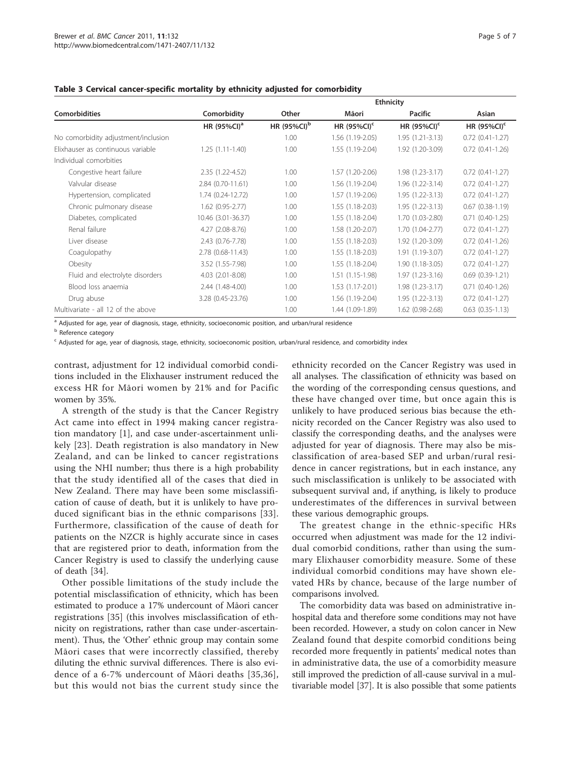**Table 3 Cervical cancer-specific mortality by ethnicity adjusted for comorbidity**

| Comorbidities | Comorbidity | Ethnicity | | | |
|---|---|---|---|---|---|
| | | Other | Māori | Pacific | Asian |
| | HR (95%CI)[a] | HR (95%CI)[b] | HR (95%CI)[c] | HR (95%CI)[c] | HR (95%CI)[c] |
| No comorbidity adjustment/inclusion | | 1.00 | 1.56 (1.19-2.05) | 1.95 (1.21-3.13) | 0.72 (0.41-1.27) |
| Elixhauser as continuous variable | 1.25 (1.11-1.40) | 1.00 | 1.55 (1.19-2.04) | 1.92 (1.20-3.09) | 0.72 (0.41-1.26) |
| Individual comorbities | | | | | |
| Congestive heart failure | 2.35 (1.22-4.52) | 1.00 | 1.57 (1.20-2.06) | 1.98 (1.23-3.17) | 0.72 (0.41-1.27) |
| Valvular disease | 2.84 (0.70-11.61) | 1.00 | 1.56 (1.19-2.04) | 1.96 (1.22-3.14) | 0.72 (0.41-1.27) |
| Hypertension, complicated | 1.74 (0.24-12.72) | 1.00 | 1.57 (1.19-2.06) | 1.95 (1.22-3.13) | 0.72 (0.41-1.27) |
| Chronic pulmonary disease | 1.62 (0.95-2.77) | 1.00 | 1.55 (1.18-2.03) | 1.95 (1.22-3.13) | 0.67 (0.38-1.19) |
| Diabetes, complicated | 10.46 (3.01-36.37) | 1.00 | 1.55 (1.18-2.04) | 1.70 (1.03-2.80) | 0.71 (0.40-1.25) |
| Renal failure | 4.27 (2.08-8.76) | 1.00 | 1.58 (1.20-2.07) | 1.70 (1.04-2.77) | 0.72 (0.41-1.27) |
| Liver disease | 2.43 (0.76-7.78) | 1.00 | 1.55 (1.18-2.03) | 1.92 (1.20-3.09) | 0.72 (0.41-1.26) |
| Coagulopathy | 2.78 (0.68-11.43) | 1.00 | 1.55 (1.18-2.03) | 1.91 (1.19-3.07) | 0.72 (0.41-1.27) |
| Obesity | 3.52 (1.55-7.98) | 1.00 | 1.55 (1.18-2.04) | 1.90 (1.18-3.05) | 0.72 (0.41-1.27) |
| Fluid and electrolyte disorders | 4.03 (2.01-8.08) | 1.00 | 1.51 (1.15-1.98) | 1.97 (1.23-3.16) | 0.69 (0.39-1.21) |
| Blood loss anaemia | 2.44 (1.48-4.00) | 1.00 | 1.53 (1.17-2.01) | 1.98 (1.23-3.17) | 0.71 (0.40-1.26) |
| Drug abuse | 3.28 (0.45-23.76) | 1.00 | 1.56 (1.19-2.04) | 1.95 (1.22-3.13) | 0.72 (0.41-1.27) |
| Multivariate - all 12 of the above | | 1.00 | 1.44 (1.09-1.89) | 1.62 (0.98-2.68) | 0.63 (0.35-1.13) |

[a] Adjusted for age, year of diagnosis, stage, ethnicity, socioeconomic position, and urban/rural residence

[b] Reference category

[c] Adjusted for age, year of diagnosis, stage, ethnicity, socioeconomic position, urban/rural residence, and comorbidity index

contrast, adjustment for 12 individual comorbid conditions included in the Elixhauser instrument reduced the excess HR for Māori women by 21% and for Pacific women by 35%.

A strength of the study is that the Cancer Registry Act came into effect in 1994 making cancer registration mandatory [1], and case under-ascertainment unlikely [23]. Death registration is also mandatory in New Zealand, and can be linked to cancer registrations using the NHI number; thus there is a high probability that the study identified all of the cases that died in New Zealand. There may have been some misclassification of cause of death, but it is unlikely to have produced significant bias in the ethnic comparisons [33]. Furthermore, classification of the cause of death for patients on the NZCR is highly accurate since in cases that are registered prior to death, information from the Cancer Registry is used to classify the underlying cause of death [34].

Other possible limitations of the study include the potential misclassification of ethnicity, which has been estimated to produce a 17% undercount of Māori cancer registrations [35] (this involves misclassification of ethnicity on registrations, rather than case under-ascertainment). Thus, the 'Other' ethnic group may contain some Māori cases that were incorrectly classified, thereby diluting the ethnic survival differences. There is also evidence of a 6-7% undercount of Māori deaths [35,36], but this would not bias the current study since the ethnicity recorded on the Cancer Registry was used in all analyses. The classification of ethnicity was based on the wording of the corresponding census questions, and these have changed over time, but once again this is unlikely to have produced serious bias because the ethnicity recorded on the Cancer Registry was also used to classify the corresponding deaths, and the analyses were adjusted for year of diagnosis. There may also be misclassification of area-based SEP and urban/rural residence in cancer registrations, but in each instance, any such misclassification is unlikely to be associated with subsequent survival and, if anything, is likely to produce underestimates of the differences in survival between these various demographic groups.

The greatest change in the ethnic-specific HRs occurred when adjustment was made for the 12 individual comorbid conditions, rather than using the summary Elixhauser comorbidity measure. Some of these individual comorbid conditions may have shown elevated HRs by chance, because of the large number of comparisons involved.

The comorbidity data was based on administrative in-hospital data and therefore some conditions may not have been recorded. However, a study on colon cancer in New Zealand found that despite comorbid conditions being recorded more frequently in patients' medical notes than in administrative data, the use of a comorbidity measure still improved the prediction of all-cause survival in a multivariable model [37]. It is also possible that some patients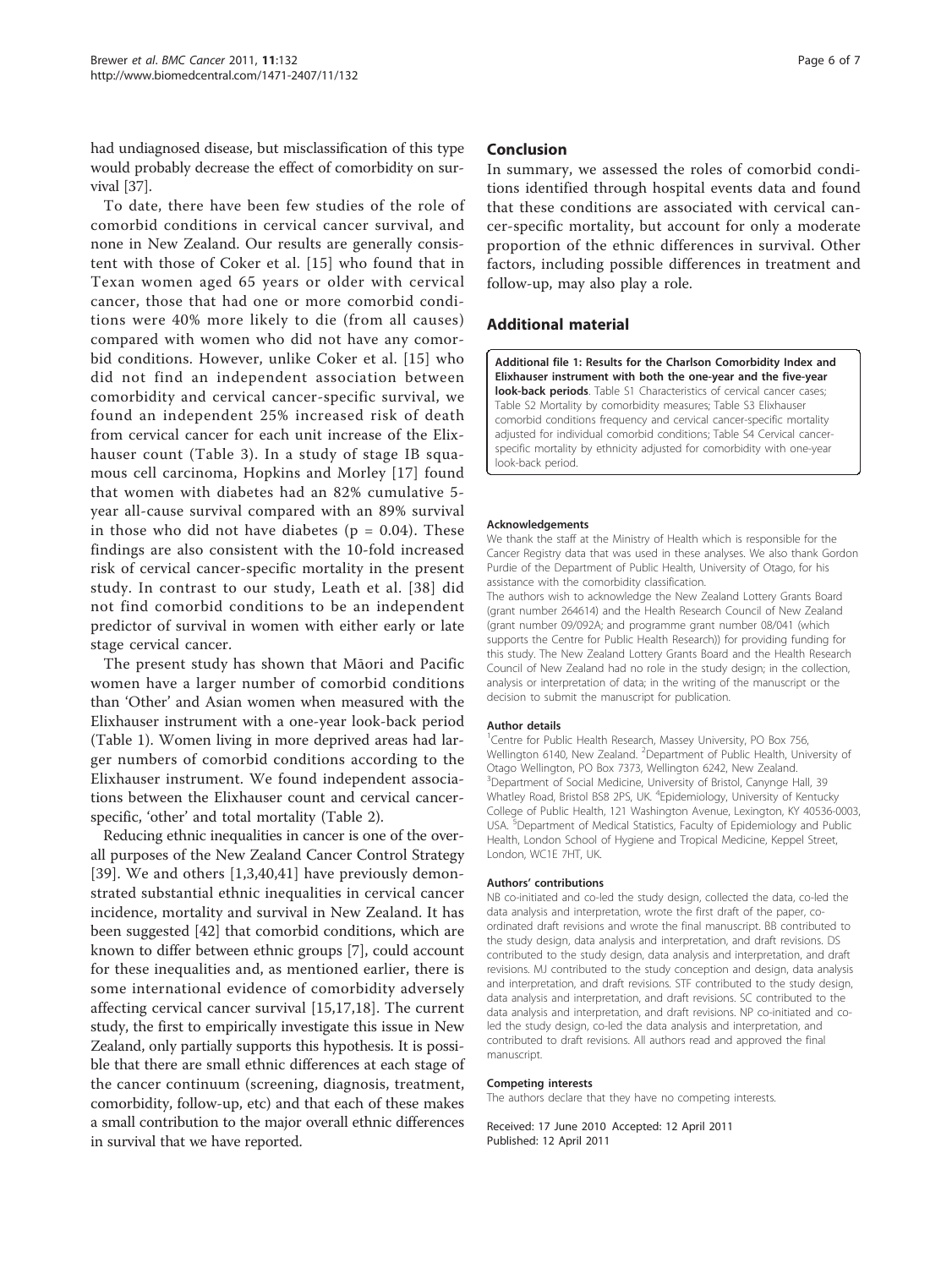had undiagnosed disease, but misclassification of this type would probably decrease the effect of comorbidity on survival [37].

To date, there have been few studies of the role of comorbid conditions in cervical cancer survival, and none in New Zealand. Our results are generally consistent with those of Coker et al. [15] who found that in Texan women aged 65 years or older with cervical cancer, those that had one or more comorbid conditions were 40% more likely to die (from all causes) compared with women who did not have any comorbid conditions. However, unlike Coker et al. [15] who did not find an independent association between comorbidity and cervical cancer-specific survival, we found an independent 25% increased risk of death from cervical cancer for each unit increase of the Elixhauser count (Table 3). In a study of stage IB squamous cell carcinoma, Hopkins and Morley [17] found that women with diabetes had an 82% cumulative 5-year all-cause survival compared with an 89% survival in those who did not have diabetes ($p = 0.04$). These findings are also consistent with the 10-fold increased risk of cervical cancer-specific mortality in the present study. In contrast to our study, Leath et al. [38] did not find comorbid conditions to be an independent predictor of survival in women with either early or late stage cervical cancer.

The present study has shown that Māori and Pacific women have a larger number of comorbid conditions than 'Other' and Asian women when measured with the Elixhauser instrument with a one-year look-back period (Table 1). Women living in more deprived areas had larger numbers of comorbid conditions according to the Elixhauser instrument. We found independent associations between the Elixhauser count and cervical cancer-specific, 'other' and total mortality (Table 2).

Reducing ethnic inequalities in cancer is one of the overall purposes of the New Zealand Cancer Control Strategy [39]. We and others [1,3,40,41] have previously demonstrated substantial ethnic inequalities in cervical cancer incidence, mortality and survival in New Zealand. It has been suggested [42] that comorbid conditions, which are known to differ between ethnic groups [7], could account for these inequalities and, as mentioned earlier, there is some international evidence of comorbidity adversely affecting cervical cancer survival [15,17,18]. The current study, the first to empirically investigate this issue in New Zealand, only partially supports this hypothesis. It is possible that there are small ethnic differences at each stage of the cancer continuum (screening, diagnosis, treatment, comorbidity, follow-up, etc) and that each of these makes a small contribution to the major overall ethnic differences in survival that we have reported.

## Conclusion

In summary, we assessed the roles of comorbid conditions identified through hospital events data and found that these conditions are associated with cervical cancer-specific mortality, but account for only a moderate proportion of the ethnic differences in survival. Other factors, including possible differences in treatment and follow-up, may also play a role.

## Additional material

**Additional file 1: Results for the Charlson Comorbidity Index and Elixhauser instrument with both the one-year and the five-year look-back periods**. Table S1 Characteristics of cervical cancer cases; Table S2 Mortality by comorbidity measures; Table S3 Elixhauser comorbid conditions frequency and cervical cancer-specific mortality adjusted for individual comorbid conditions; Table S4 Cervical cancer-specific mortality by ethnicity adjusted for comorbidity with one-year look-back period.

#### Acknowledgements

We thank the staff at the Ministry of Health which is responsible for the Cancer Registry data that was used in these analyses. We also thank Gordon Purdie of the Department of Public Health, University of Otago, for his assistance with the comorbidity classification.

The authors wish to acknowledge the New Zealand Lottery Grants Board (grant number 264614) and the Health Research Council of New Zealand (grant number 09/092A; and programme grant number 08/041 (which supports the Centre for Public Health Research)) for providing funding for this study. The New Zealand Lottery Grants Board and the Health Research Council of New Zealand had no role in the study design; in the collection, analysis or interpretation of data; in the writing of the manuscript or the decision to submit the manuscript for publication.

#### Author details

[1]Centre for Public Health Research, Massey University, PO Box 756, Wellington 6140, New Zealand. [2]Department of Public Health, University of Otago Wellington, PO Box 7373, Wellington 6242, New Zealand. [3]Department of Social Medicine, University of Bristol, Canynge Hall, 39 Whatley Road, Bristol BS8 2PS, UK. [4]Epidemiology, University of Kentucky College of Public Health, 121 Washington Avenue, Lexington, KY 40536-0003, USA. [5]Department of Medical Statistics, Faculty of Epidemiology and Public Health, London School of Hygiene and Tropical Medicine, Keppel Street, London, WC1E 7HT, UK.

#### Authors' contributions

NB co-initiated and co-led the study design, collected the data, co-led the data analysis and interpretation, wrote the first draft of the paper, co-ordinated draft revisions and wrote the final manuscript. BB contributed to the study design, data analysis and interpretation, and draft revisions. DS contributed to the study design, data analysis and interpretation, and draft revisions. MJ contributed to the study conception and design, data analysis and interpretation, and draft revisions. STF contributed to the study design, data analysis and interpretation, and draft revisions. SC contributed to the data analysis and interpretation, and draft revisions. NP co-initiated and co-led the study design, co-led the data analysis and interpretation, and contributed to draft revisions. All authors read and approved the final manuscript.

#### Competing interests

The authors declare that they have no competing interests.

Received: 17 June 2010 Accepted: 12 April 2011
Published: 12 April 2011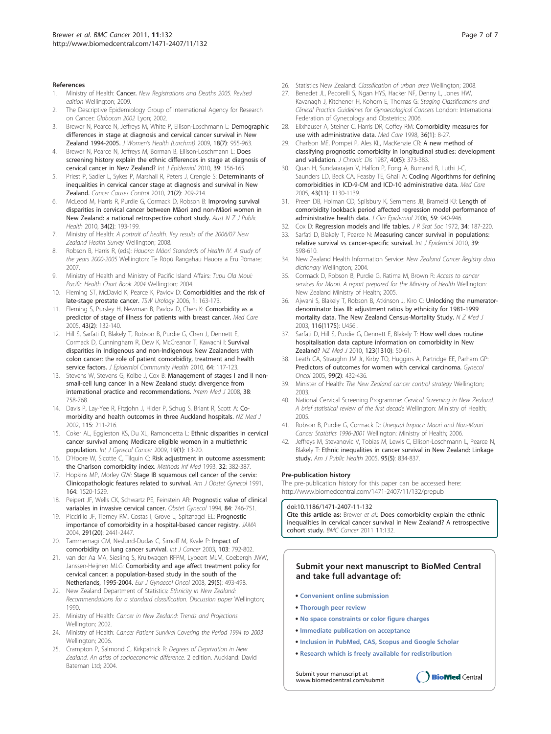## References

1. Ministry of Health: **Cancer.** *New Registrations and Deaths 2005. Revised edition* Wellington; 2009.
2. The Descriptive Epidemiology Group of International Agency for Research on Cancer: *Globocan 2002* Lyon; 2002.
3. Brewer N, Pearce N, Jeffreys M, White P, Ellison-Loschmann L: **Demographic differences in stage at diagnosis and cervical cancer survival in New Zealand 1994-2005.** *J Women's Health (Larchmt)* 2009, **18(7)**: 955-963.
4. Brewer N, Pearce N, Jeffreys M, Borman B, Ellison-Loschmann L: **Does screening history explain the ethnic differences in stage at diagnosis of cervical cancer in New Zealand?** *Int J Epidemiol* 2010, **39**: 156-165.
5. Priest P, Sadler L, Sykes P, Marshall R, Peters J, Crengle S: **Determinants of inequalities in cervical cancer stage at diagnosis and survival in New Zealand.** *Cancer Causes Control* 2010, **21(2)**: 209-214.
6. McLeod M, Harris R, Purdie G, Cormack D, Robson B: **Improving survival disparities in cervical cancer between Māori and non-Māori women in New Zealand: a national retrospective cohort study.** *Aust N Z J Public Health* 2010, **34(2)**: 193-199.
7. Ministry of Health: *A portrait of health. Key results of the 2006/07 New Zealand Health Survey* Wellington; 2008.
8. Robson B, Harris R, (eds): *Hauora: Māori Standards of Health IV. A study of the years 2000-2005* Wellington: Te Rōpū Rangahau Hauora a Eru Pōmare; 2007.
9. Ministry of Health and Ministry of Pacific Island Affairs: *Tupu Ola Moui: Pacific Health Chart Book 2004* Wellington; 2004.
10. Fleming ST, McDavid K, Pearce K, Pavlov D: **Comorbidities and the risk of late-stage prostate cancer.** *TSW Urology* 2006, **1**: 163-173.
11. Fleming S, Pursley H, Newman B, Pavlov D, Chen K: **Comorbidity as a predictor of stage of illness for patients with breast cancer.** *Med Care* 2005, **43(2)**: 132-140.
12. Hill S, Sarfati D, Blakely T, Robson B, Purdie G, Chen J, Dennett E, Cormack D, Cunningham R, Dew K, McCreanor T, Kawachi I: **Survival disparities in Indigenous and non-Indigenous New Zealanders with colon cancer: the role of patient comorbidity, treatment and health service factors.** *J Epidemiol Community Health* 2010, **64**: 117-123.
13. Stevens W, Stevens G, Kolbe J, Cox B: **Management of stages I and II non-small-cell lung cancer in a New Zealand study: divergence from international practice and recommendations.** *Intern Med J* 2008, **38**: 758-768.
14. Davis P, Lay-Yee R, Fitzjohn J, Hider P, Schug S, Briant R, Scott A: **Co-morbidity and health outcomes in three Auckland hospitals.** *NZ Med J* 2002, **115**: 211-216.
15. Coker AL, Eggleston KS, Du XL, Ramondetta L: **Ethnic disparities in cervical cancer survival among Medicare eligible women in a multiethnic population.** *Int J Gynecol Cancer* 2009, **19(1)**: 13-20.
16. D'Hoore W, Sicotte C, Tilquin C: **Risk adjustment in outcome assessment: the Charlson comorbidity index.** *Methods Inf Med* 1993, **32**: 382-387.
17. Hopkins MP, Morley GW: **Stage IB squamous cell cancer of the cervix: Clinicopathologic features related to survival.** *Am J Obstet Gynecol* 1991, **164**: 1520-1529.
18. Peipert JF, Wells CK, Schwartz PE, Feinstein AR: **Prognostic value of clinical variables in invasive cervical cancer.** *Obstet Gynecol* 1994, **84**: 746-751.
19. Piccirillo JF, Tierney RM, Costas I, Grove L, Spitznagel EL: **Prognostic importance of comorbidity in a hospital-based cancer registry.** *JAMA* 2004, **291(20)**: 2441-2447.
20. Tammemagi CM, Neslund-Dudas C, Simoff M, Kvale P: **Impact of comorbidity on lung cancer survival.** *Int J Cancer* 2003, **103**: 792-802.
21. van der Aa MA, Siesling S, Kruitwagen RFPM, Lybeert MLM, Coebergh JWW, Janssen-Heijnen MLG: **Comorbidity and age affect treatment policy for cervical cancer: a population-based study in the south of the Netherlands, 1995-2004.** *Eur J Gynaecol Oncol* 2008, **29(5)**: 493-498.
22. New Zealand Department of Statistics: *Ethnicity in New Zealand: Recommendations for a standard classification. Discussion paper* Wellington; 1990.
23. Ministry of Health: *Cancer in New Zealand: Trends and Projections* Wellington; 2002.
24. Ministry of Health: *Cancer Patient Survival Covering the Period 1994 to 2003* Wellington; 2006.
25. Crampton P, Salmond C, Kirkpatrick R: *Degrees of Deprivation in New Zealand. An atlas of socioeconomic difference.* 2 edition. Auckland: David Bateman Ltd; 2004.
26. Statistics New Zealand: *Classification of urban area* Wellington; 2008.
27. Benedet JL, Pecorelli S, Ngan HYS, Hacker NF, Denny L, Jones HW, Kavanagh J, Kitchener H, Kohorn E, Thomas G: *Staging Classifications and Clinical Practice Guidelines for Gynaecological Cancers* London: International Federation of Gynecology and Obstetrics; 2006.
28. Elixhauser A, Steiner C, Harris DR, Coffey RM: **Comorbidity measures for use with administrative data.** *Med Care* 1998, **36(1)**: 8-27.
29. Charlson ME, Pompei P, Ales KL, MacKenzie CR: **A new method of classifying prognostic comorbidity in longitudinal studies: development and validation.** *J Chronic Dis* 1987, **40(5)**: 373-383.
30. Quan H, Sundararajan V, Halfon P, Fong A, Burnand B, Luthi J-C, Saunders LD, Beck CA, Feasby TE, Ghali A: **Coding Algorithms for defining comorbidities in ICD-9-CM and ICD-10 administrative data.** *Med Care* 2005, **43(11)**: 1130-1139.
31. Preen DB, Holman CD, Spilsbury K, Semmens JB, Brameld KJ: **Length of comorbidity lookback period affected regression model performance of administrative health data.** *J Clin Epidemiol* 2006, **59**: 940-946.
32. Cox D: **Regression models and life tables.** *J R Stat Soc* 1972, **34**: 187-220.
33. Sarfati D, Blakely T, Pearce N: **Measuring cancer survival in populations: relative survival vs cancer-specific survival.** *Int J Epidemiol* 2010, **39**: 598-610.
34. New Zealand Health Information Service: *New Zealand Cancer Registry data dictionary* Wellington; 2004.
35. Cormack D, Robson B, Purdie G, Ratima M, Brown R: *Access to cancer services for Maori. A report prepared for the Ministry of Health* Wellington: New Zealand Ministry of Health; 2005.
36. Ajwani S, Blakely T, Robson B, Atkinson J, Kiro C: **Unlocking the numerator-denominator bias III: adjustment ratios by ethnicity for 1981-1999 mortality data. The New Zealand Census-Mortality Study.** *N Z Med J* 2003, **116(1175)**: U456..
37. Sarfati D, Hill S, Purdie G, Dennett E, Blakely T: **How well does routine hospitalisation data capture information on comorbidity in New Zealand?** *NZ Med J* 2010, **123(1310)**: 50-61.
38. Leath CA, Straughn JM Jr, Kirby TO, Huggins A, Partridge EE, Parham GP: **Predictors of outcomes for women with cervical carcinoma.** *Gynecol Oncol* 2005, **99(2)**: 432-436.
39. Minister of Health: *The New Zealand cancer control strategy* Wellington; 2003.
40. National Cervical Screening Programme: *Cervical Screening in New Zealand. A brief statistical review of the first decade* Wellington: Ministry of Health; 2005.
41. Robson B, Purdie G, Cormack D: *Unequal Impact: Maori and Non-Maori Cancer Statistics 1996-2001* Wellington: Ministry of Health; 2006.
42. Jeffreys M, Stevanovic V, Tobias M, Lewis C, Ellison-Loschmann L, Pearce N, Blakely T: **Ethnic inequalities in cancer survival in New Zealand: Linkage study.** *Am J Public Health* 2005, **95(5)**: 834-837.

### Pre-publication history

The pre-publication history for this paper can be accessed here:
http://www.biomedcentral.com/1471-2407/11/132/prepub

doi:10.1186/1471-2407-11-132
**Cite this article as:** Brewer *et al.*: Does comorbidity explain the ethnic inequalities in cervical cancer survival in New Zealand? A retrospective cohort study. *BMC Cancer* 2011 **11**:132.

**Submit your next manuscript to BioMed Central and take full advantage of:**

- Convenient online submission
- Thorough peer review
- No space constraints or color figure charges
- Immediate publication on acceptance
- Inclusion in PubMed, CAS, Scopus and Google Scholar
- Research which is freely available for redistribution

Submit your manuscript at
www.biomedcentral.com/submit

BioMed Central